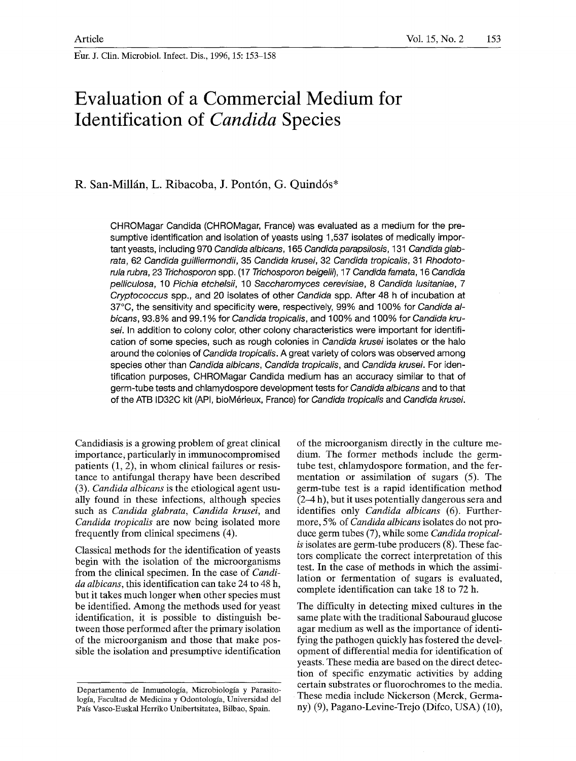Article

Eur. J. Clin. Microbiol. Infect. Dis., 1996, 15: 153–158

# Evaluation of a Commercial Medium for Identification of *Candida* Species

R. San-Millán, L. Ribacoba, J. Pontón, G. Quindós*

CHROMagar Candida (CHROMagar, France) was evaluated as a medium for the presumptive identification and isolation of yeasts using 1,537 isolates of medically important yeasts, including 970 *Candida albicans*, 165 *Candida parapsilosis*, 131 *Candida glabrata*, 62 *Candida guilliermondii*, 35 *Candida krusei*, 32 *Candida tropicalis*, 31 *Rhodotorula rubra*, 23 *Trichosporon* spp. (17 *Trichosporon beigelii*), 17 *Candida famata*, 16 *Candida pelliculosa*, 10 *Pichia etchelsii*, 10 *Saccharomyces cerevisiae*, 8 *Candida lusitaniae*, 7 *Cryptococcus* spp., and 20 isolates of other *Candida* spp. After 48 h of incubation at 37°C, the sensitivity and specificity were, respectively, 99% and 100% for *Candida albicans*, 93.8% and 99.1% for *Candida tropicalis*, and 100% and 100% for *Candida krusei*. In addition to colony color, other colony characteristics were important for identification of some species, such as rough colonies in *Candida krusei* isolates or the halo around the colonies of *Candida tropicalis*. A great variety of colors was observed among species other than *Candida albicans*, *Candida tropicalis*, and *Candida krusei*. For identification purposes, CHROMagar Candida medium has an accuracy similar to that of germ-tube tests and chlamydospore development tests for *Candida albicans* and to that of the ATB ID32C kit (API, bioMérieux, France) for *Candida tropicalis* and *Candida krusei*.

Candidiasis is a growing problem of great clinical importance, particularly in immunocompromised patients (1, 2), in whom clinical failures or resistance to antifungal therapy have been described (3). *Candida albicans* is the etiological agent usually found in these infections, although species such as *Candida glabrata*, *Candida krusei*, and *Candida tropicalis* are now being isolated more frequently from clinical specimens (4).

Classical methods for the identification of yeasts begin with the isolation of the microorganisms from the clinical specimen. In the case of *Candida albicans*, this identification can take 24 to 48 h, but it takes much longer when other species must be identified. Among the methods used for yeast identification, it is possible to distinguish between those performed after the primary isolation of the microorganism and those that make possible the isolation and presumptive identification of the microorganism directly in the culture medium. The former methods include the germ-tube test, chlamydospore formation, and the fermentation or assimilation of sugars (5). The germ-tube test is a rapid identification method (2–4 h), but it uses potentially dangerous sera and identifies only *Candida albicans* (6). Furthermore, 5% of *Candida albicans* isolates do not produce germ tubes (7), while some *Candida tropicalis* isolates are germ-tube producers (8). These factors complicate the correct interpretation of this test. In the case of methods in which the assimilation or fermentation of sugars is evaluated, complete identification can take 18 to 72 h.

The difficulty in detecting mixed cultures in the same plate with the traditional Sabouraud glucose agar medium as well as the importance of identifying the pathogen quickly has fostered the development of differential media for identification of yeasts. These media are based on the direct detection of specific enzymatic activities by adding certain substrates or fluorochromes to the media. These media include Nickerson (Merck, Germany) (9), Pagano-Levine-Trejo (Difco, USA) (10),

---

Departamento de Inmunología, Microbiología y Parasitología, Facultad de Medicina y Odontología, Universidad del País Vasco-Euskal Herriko Unibertsitatea, Bilbao, Spain.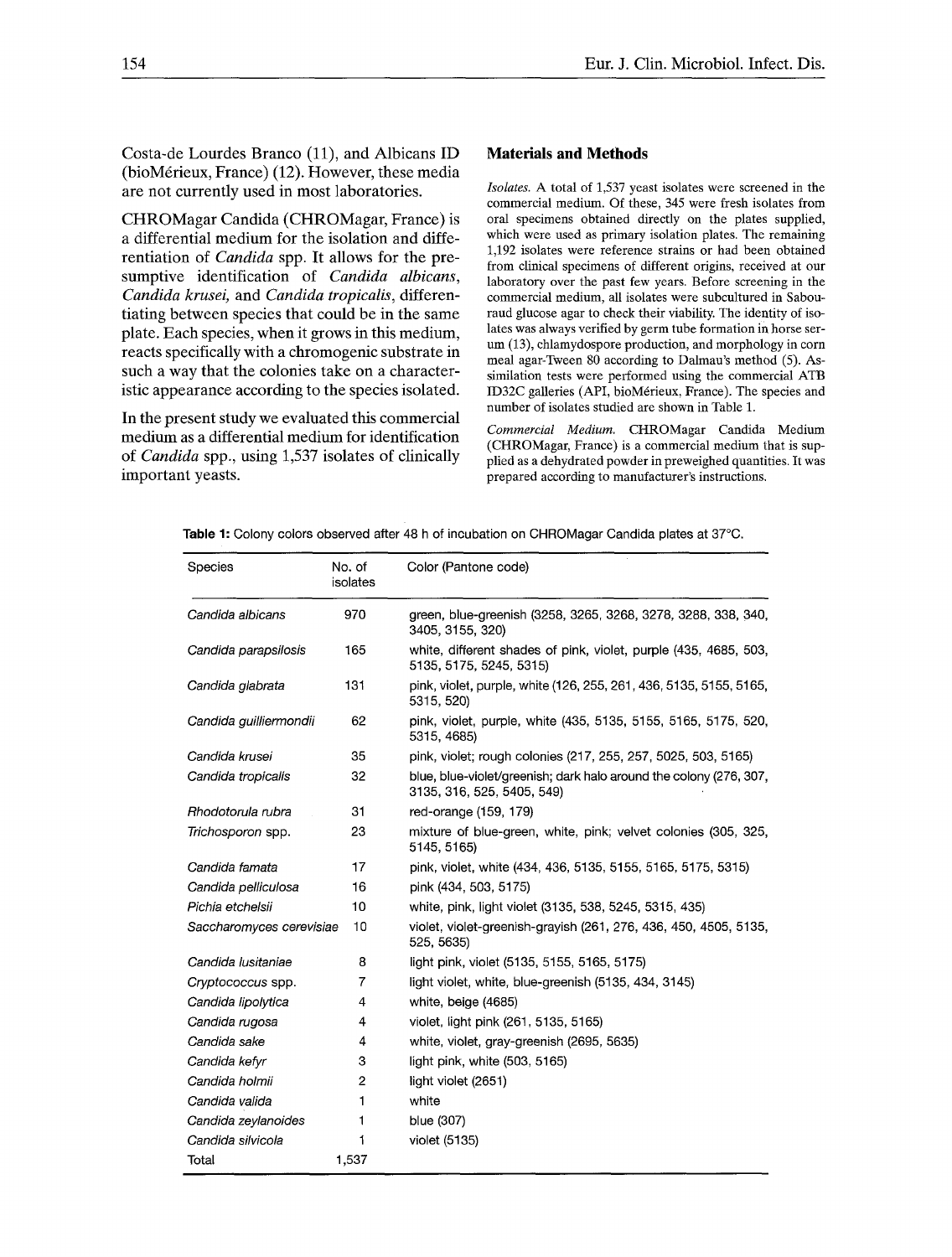Costa-de Lourdes Branco (11), and Albicans ID (bioMérieux, France) (12). However, these media are not currently used in most laboratories.

CHROMagar Candida (CHROMagar, France) is a differential medium for the isolation and differentiation of *Candida* spp. It allows for the presumptive identification of *Candida albicans*, *Candida krusei*, and *Candida tropicalis*, differentiating between species that could be in the same plate. Each species, when it grows in this medium, reacts specifically with a chromogenic substrate in such a way that the colonies take on a characteristic appearance according to the species isolated.

In the present study we evaluated this commercial medium as a differential medium for identification of *Candida* spp., using 1,537 isolates of clinically important yeasts.

## Materials and Methods

*Isolates.* A total of 1,537 yeast isolates were screened in the commercial medium. Of these, 345 were fresh isolates from oral specimens obtained directly on the plates supplied, which were used as primary isolation plates. The remaining 1,192 isolates were reference strains or had been obtained from clinical specimens of different origins, received at our laboratory over the past few years. Before screening in the commercial medium, all isolates were subcultured in Sabouraud glucose agar to check their viability. The identity of isolates was always verified by germ tube formation in horse serum (13), chlamydospore production, and morphology in corn meal agar-Tween 80 according to Dalmau's method (5). Assimilation tests were performed using the commercial ATB ID32C galleries (API, bioMérieux, France). The species and number of isolates studied are shown in Table 1.

*Commercial Medium.* CHROMagar Candida Medium (CHROMagar, France) is a commercial medium that is supplied as a dehydrated powder in preweighed quantities. It was prepared according to manufacturer's instructions.

**Table 1:** Colony colors observed after 48 h of incubation on CHROMagar Candida plates at 37°C.

| Species | No. of isolates | Color (Pantone code) |
|---|---|---|
| *Candida albicans* | 970 | green, blue-greenish (3258, 3265, 3268, 3278, 3288, 338, 340, 3405, 3155, 320) |
| *Candida parapsilosis* | 165 | white, different shades of pink, violet, purple (435, 4685, 503, 5135, 5175, 5245, 5315) |
| *Candida glabrata* | 131 | pink, violet, purple, white (126, 255, 261, 436, 5135, 5155, 5165, 5315, 520) |
| *Candida guilliermondii* | 62 | pink, violet, purple, white (435, 5135, 5155, 5165, 5175, 520, 5315, 4685) |
| *Candida krusei* | 35 | pink, violet; rough colonies (217, 255, 257, 5025, 503, 5165) |
| *Candida tropicalis* | 32 | blue, blue-violet/greenish; dark halo around the colony (276, 307, 3135, 316, 525, 5405, 549) |
| *Rhodotorula rubra* | 31 | red-orange (159, 179) |
| *Trichosporon* spp. | 23 | mixture of blue-green, white, pink; velvet colonies (305, 325, 5145, 5165) |
| *Candida famata* | 17 | pink, violet, white (434, 436, 5135, 5155, 5165, 5175, 5315) |
| *Candida pelliculosa* | 16 | pink (434, 503, 5175) |
| *Pichia etchelsii* | 10 | white, pink, light violet (3135, 538, 5245, 5315, 435) |
| *Saccharomyces cerevisiae* | 10 | violet, violet-greenish-grayish (261, 276, 436, 450, 4505, 5135, 525, 5635) |
| *Candida lusitaniae* | 8 | light pink, violet (5135, 5155, 5165, 5175) |
| *Cryptococcus* spp. | 7 | light violet, white, blue-greenish (5135, 434, 3145) |
| *Candida lipolytica* | 4 | white, beige (4685) |
| *Candida rugosa* | 4 | violet, light pink (261, 5135, 5165) |
| *Candida sake* | 4 | white, violet, gray-greenish (2695, 5635) |
| *Candida kefyr* | 3 | light pink, white (503, 5165) |
| *Candida holmii* | 2 | light violet (2651) |
| *Candida valida* | 1 | white |
| *Candida zeylanoides* | 1 | blue (307) |
| *Candida silvicola* | 1 | violet (5135) |
| Total | 1,537 | |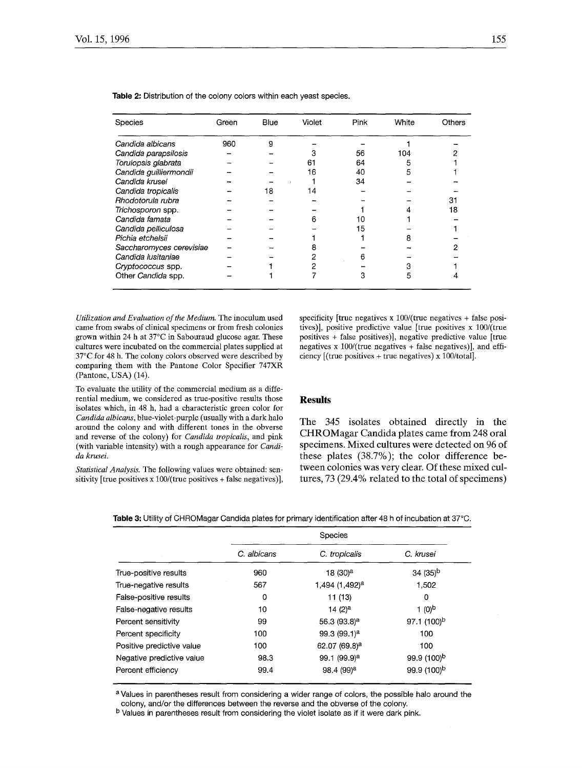**Table 2:** Distribution of the colony colors within each yeast species.

| Species | Green | Blue | Violet | Pink | White | Others |
|---|---|---|---|---|---|---|
| *Candida albicans* | 960 | 9 | – | – | 1 | – |
| *Candida parapsilosis* | – | – | 3 | 56 | 104 | 2 |
| *Torulopsis glabrata* | – | – | 61 | 64 | 5 | 1 |
| *Candida guilliermondii* | – | – | 16 | 40 | 5 | 1 |
| *Candida krusei* | – | – | 1 | 34 | – | – |
| *Candida tropicalis* | – | 18 | 14 | – | – | – |
| *Rhodotorula rubra* | – | – | – | – | – | 31 |
| *Trichosporon* spp. | – | – | – | 1 | 4 | 18 |
| *Candida famata* | – | – | 6 | 10 | 1 | – |
| *Candida pelliculosa* | – | – | – | 15 | – | 1 |
| *Pichia etchelsii* | – | – | 1 | 1 | 8 | – |
| *Saccharomyces cerevisiae* | – | – | 8 | – | – | 2 |
| *Candida lusitaniae* | – | – | 2 | 6 | – | – |
| *Cryptococcus* spp. | – | 1 | 2 | – | 3 | 1 |
| Other *Candida* spp. | – | 1 | 7 | 3 | 5 | 4 |

*Utilization and Evaluation of the Medium.* The inoculum used came from swabs of clinical specimens or from fresh colonies grown within 24 h at 37°C in Sabouraud glucose agar. These cultures were incubated on the commercial plates supplied at 37°C for 48 h. The colony colors observed were described by comparing them with the Pantone Color Specifier 747XR (Pantone, USA) (14).

To evaluate the utility of the commercial medium as a differential medium, we considered as true-positive results those isolates which, in 48 h, had a characteristic green color for *Candida albicans*, blue-violet-purple (usually with a dark halo around the colony and with different tones in the obverse and reverse of the colony) for *Candida tropicalis*, and pink (with variable intensity) with a rough appearance for *Candida krusei*.

*Statistical Analysis.* The following values were obtained: sensitivity [true positives x 100/(true positives + false negatives)], specificity [true negatives x 100/(true negatives + false positives)], positive predictive value [true positives x 100/(true positives + false positives)], negative predictive value [true negatives x 100/(true negatives + false negatives)], and efficiency [(true positives + true negatives) x 100/total].

## Results

The 345 isolates obtained directly in the CHROMagar Candida plates came from 248 oral specimens. Mixed cultures were detected on 96 of these plates (38.7%); the color difference between colonies was very clear. Of these mixed cultures, 73 (29.4% related to the total of specimens)

**Table 3:** Utility of CHROMagar Candida plates for primary identification after 48 h of incubation at 37°C.

| | Species | | |
|---|---|---|---|
| | *C. albicans* | *C. tropicalis* | *C. krusei* |
| True-positive results | 960 | 18 (30)[a] | 34 (35)[b] |
| True-negative results | 567 | 1,494 (1,492)[a] | 1,502 |
| False-positive results | 0 | 11 (13) | 0 |
| False-negative results | 10 | 14 (2)[a] | 1 (0)[b] |
| Percent sensitivity | 99 | 56.3 (93.8)[a] | 97.1 (100)[b] |
| Percent specificity | 100 | 99.3 (99.1)[a] | 100 |
| Positive predictive value | 100 | 62.07 (69.8)[a] | 100 |
| Negative predictive value | 98.3 | 99.1 (99.9)[a] | 99.9 (100)[b] |
| Percent efficiency | 99.4 | 98.4 (99)[a] | 99.9 (100)[b] |

[a] Values in parentheses result from considering a wider range of colors, the possible halo around the colony, and/or the differences between the reverse and the obverse of the colony.

[b] Values in parentheses result from considering the violet isolate as if it were dark pink.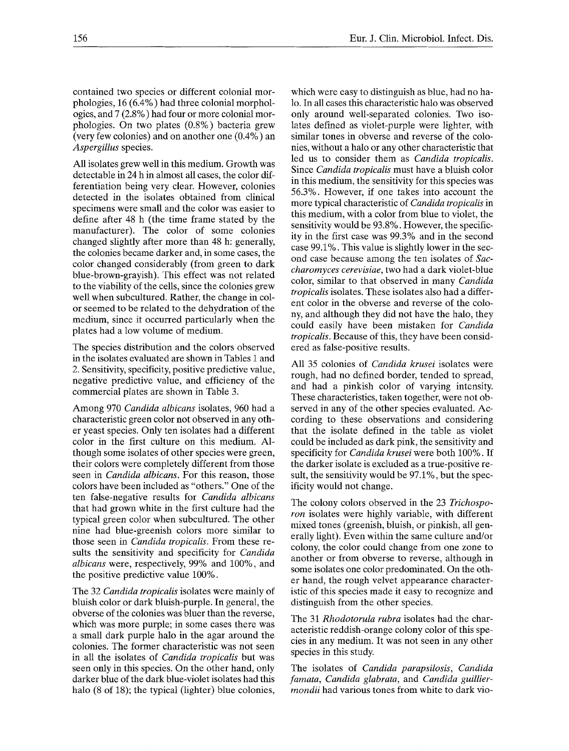contained two species or different colonial morphologies, 16 (6.4%) had three colonial morphologies, and 7 (2.8%) had four or more colonial morphologies. On two plates (0.8%) bacteria grew (very few colonies) and on another one (0.4%) an *Aspergillus* species.

All isolates grew well in this medium. Growth was detectable in 24 h in almost all cases, the color differentiation being very clear. However, colonies detected in the isolates obtained from clinical specimens were small and the color was easier to define after 48 h (the time frame stated by the manufacturer). The color of some colonies changed slightly after more than 48 h: generally, the colonies became darker and, in some cases, the color changed considerably (from green to dark blue-brown-grayish). This effect was not related to the viability of the cells, since the colonies grew well when subcultured. Rather, the change in color seemed to be related to the dehydration of the medium, since it occurred particularly when the plates had a low volume of medium.

The species distribution and the colors observed in the isolates evaluated are shown in Tables 1 and 2. Sensitivity, specificity, positive predictive value, negative predictive value, and efficiency of the commercial plates are shown in Table 3.

Among 970 *Candida albicans* isolates, 960 had a characteristic green color not observed in any other yeast species. Only ten isolates had a different color in the first culture on this medium. Although some isolates of other species were green, their colors were completely different from those seen in *Candida albicans*. For this reason, those colors have been included as "others." One of the ten false-negative results for *Candida albicans* that had grown white in the first culture had the typical green color when subcultured. The other nine had blue-greenish colors more similar to those seen in *Candida tropicalis*. From these results the sensitivity and specificity for *Candida albicans* were, respectively, 99% and 100%, and the positive predictive value 100%.

The 32 *Candida tropicalis* isolates were mainly of bluish color or dark bluish-purple. In general, the obverse of the colonies was bluer than the reverse, which was more purple; in some cases there was a small dark purple halo in the agar around the colonies. The former characteristic was not seen in all the isolates of *Candida tropicalis* but was seen only in this species. On the other hand, only darker blue of the dark blue-violet isolates had this halo (8 of 18); the typical (lighter) blue colonies, which were easy to distinguish as blue, had no halo. In all cases this characteristic halo was observed only around well-separated colonies. Two isolates defined as violet-purple were lighter, with similar tones in obverse and reverse of the colonies, without a halo or any other characteristic that led us to consider them as *Candida tropicalis*. Since *Candida tropicalis* must have a bluish color in this medium, the sensitivity for this species was 56.3%. However, if one takes into account the more typical characteristic of *Candida tropicalis* in this medium, with a color from blue to violet, the sensitivity would be 93.8%. However, the specificity in the first case was 99.3% and in the second case 99.1%. This value is slightly lower in the second case because among the ten isolates of *Saccharomyces cerevisiae*, two had a dark violet-blue color, similar to that observed in many *Candida tropicalis* isolates. These isolates also had a different color in the obverse and reverse of the colony, and although they did not have the halo, they could easily have been mistaken for *Candida tropicalis*. Because of this, they have been considered as false-positive results.

All 35 colonies of *Candida krusei* isolates were rough, had no defined border, tended to spread, and had a pinkish color of varying intensity. These characteristics, taken together, were not observed in any of the other species evaluated. According to these observations and considering that the isolate defined in the table as violet could be included as dark pink, the sensitivity and specificity for *Candida krusei* were both 100%. If the darker isolate is excluded as a true-positive result, the sensitivity would be 97.1%, but the specificity would not change.

The colony colors observed in the 23 *Trichosporon* isolates were highly variable, with different mixed tones (greenish, bluish, or pinkish, all generally light). Even within the same culture and/or colony, the color could change from one zone to another or from obverse to reverse, although in some isolates one color predominated. On the other hand, the rough velvet appearance characteristic of this species made it easy to recognize and distinguish from the other species.

The 31 *Rhodotorula rubra* isolates had the characteristic reddish-orange colony color of this species in any medium. It was not seen in any other species in this study.

The isolates of *Candida parapsilosis*, *Candida famata*, *Candida glabrata*, and *Candida guilliermondii* had various tones from white to dark vio-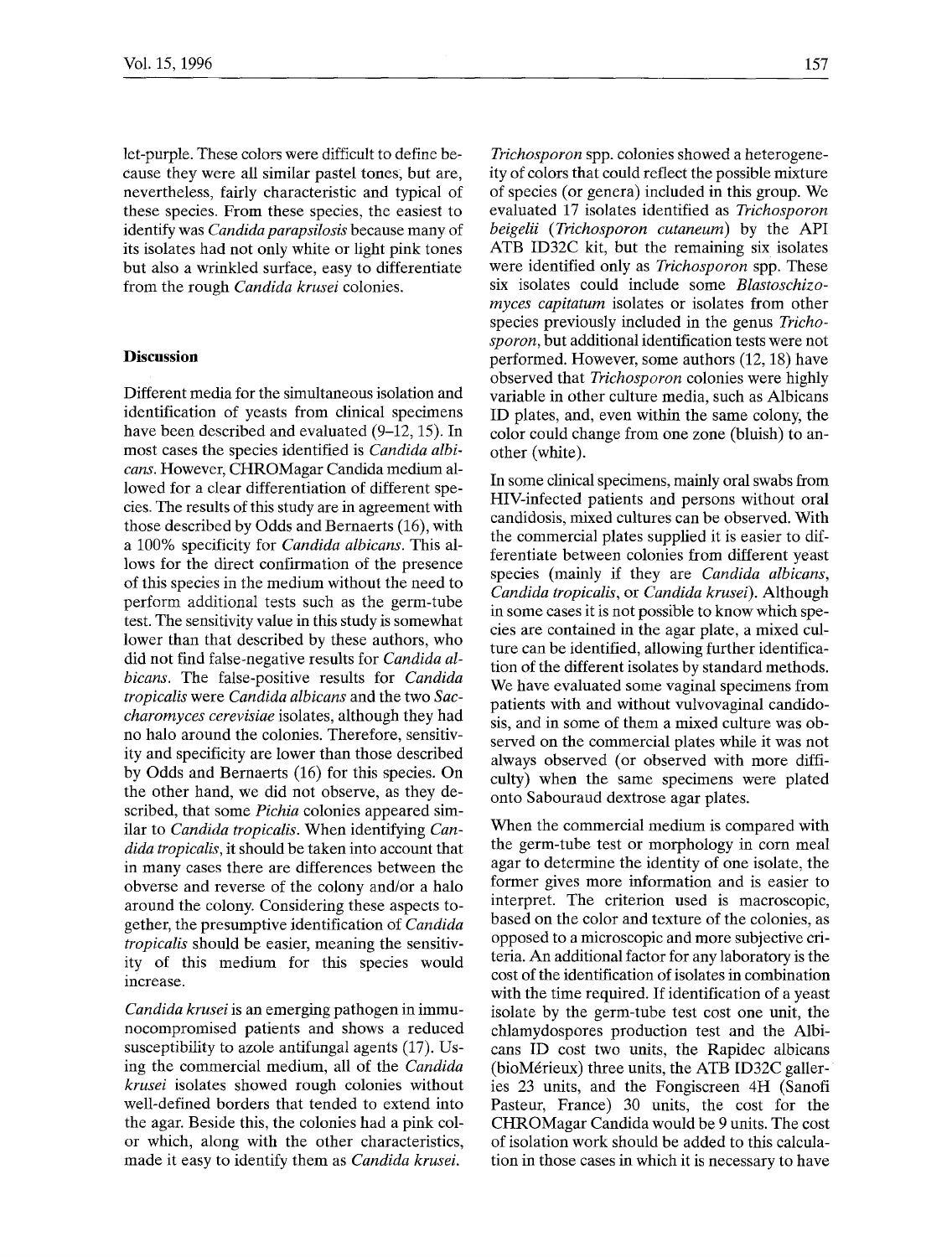let-purple. These colors were difficult to define because they were all similar pastel tones, but are, nevertheless, fairly characteristic and typical of these species. From these species, the easiest to identify was *Candida parapsilosis* because many of its isolates had not only white or light pink tones but also a wrinkled surface, easy to differentiate from the rough *Candida krusei* colonies.

## Discussion

Different media for the simultaneous isolation and identification of yeasts from clinical specimens have been described and evaluated (9–12, 15). In most cases the species identified is *Candida albicans*. However, CHROMagar Candida medium allowed for a clear differentiation of different species. The results of this study are in agreement with those described by Odds and Bernaerts (16), with a 100% specificity for *Candida albicans*. This allows for the direct confirmation of the presence of this species in the medium without the need to perform additional tests such as the germ-tube test. The sensitivity value in this study is somewhat lower than that described by these authors, who did not find false-negative results for *Candida albicans*. The false-positive results for *Candida tropicalis* were *Candida albicans* and the two *Saccharomyces cerevisiae* isolates, although they had no halo around the colonies. Therefore, sensitivity and specificity are lower than those described by Odds and Bernaerts (16) for this species. On the other hand, we did not observe, as they described, that some *Pichia* colonies appeared similar to *Candida tropicalis*. When identifying *Candida tropicalis*, it should be taken into account that in many cases there are differences between the obverse and reverse of the colony and/or a halo around the colony. Considering these aspects together, the presumptive identification of *Candida tropicalis* should be easier, meaning the sensitivity of this medium for this species would increase.

*Candida krusei* is an emerging pathogen in immunocompromised patients and shows a reduced susceptibility to azole antifungal agents (17). Using the commercial medium, all of the *Candida krusei* isolates showed rough colonies without well-defined borders that tended to extend into the agar. Beside this, the colonies had a pink color which, along with the other characteristics, made it easy to identify them as *Candida krusei*.

*Trichosporon* spp. colonies showed a heterogeneity of colors that could reflect the possible mixture of species (or genera) included in this group. We evaluated 17 isolates identified as *Trichosporon beigelii* (*Trichosporon cutaneum*) by the API ATB ID32C kit, but the remaining six isolates were identified only as *Trichosporon* spp. These six isolates could include some *Blastoschizomyces capitatum* isolates or isolates from other species previously included in the genus *Trichosporon*, but additional identification tests were not performed. However, some authors (12, 18) have observed that *Trichosporon* colonies were highly variable in other culture media, such as Albicans ID plates, and, even within the same colony, the color could change from one zone (bluish) to another (white).

In some clinical specimens, mainly oral swabs from HIV-infected patients and persons without oral candidosis, mixed cultures can be observed. With the commercial plates supplied it is easier to differentiate between colonies from different yeast species (mainly if they are *Candida albicans*, *Candida tropicalis*, or *Candida krusei*). Although in some cases it is not possible to know which species are contained in the agar plate, a mixed culture can be identified, allowing further identification of the different isolates by standard methods. We have evaluated some vaginal specimens from patients with and without vulvovaginal candidosis, and in some of them a mixed culture was observed on the commercial plates while it was not always observed (or observed with more difficulty) when the same specimens were plated onto Sabouraud dextrose agar plates.

When the commercial medium is compared with the germ-tube test or morphology in corn meal agar to determine the identity of one isolate, the former gives more information and is easier to interpret. The criterion used is macroscopic, based on the color and texture of the colonies, as opposed to a microscopic and more subjective criteria. An additional factor for any laboratory is the cost of the identification of isolates in combination with the time required. If identification of a yeast isolate by the germ-tube test cost one unit, the chlamydospores production test and the Albicans ID cost two units, the Rapidec albicans (bioMérieux) three units, the ATB ID32C galleries 23 units, and the Fongiscreen 4H (Sanofi Pasteur, France) 30 units, the cost for the CHROMagar Candida would be 9 units. The cost of isolation work should be added to this calculation in those cases in which it is necessary to have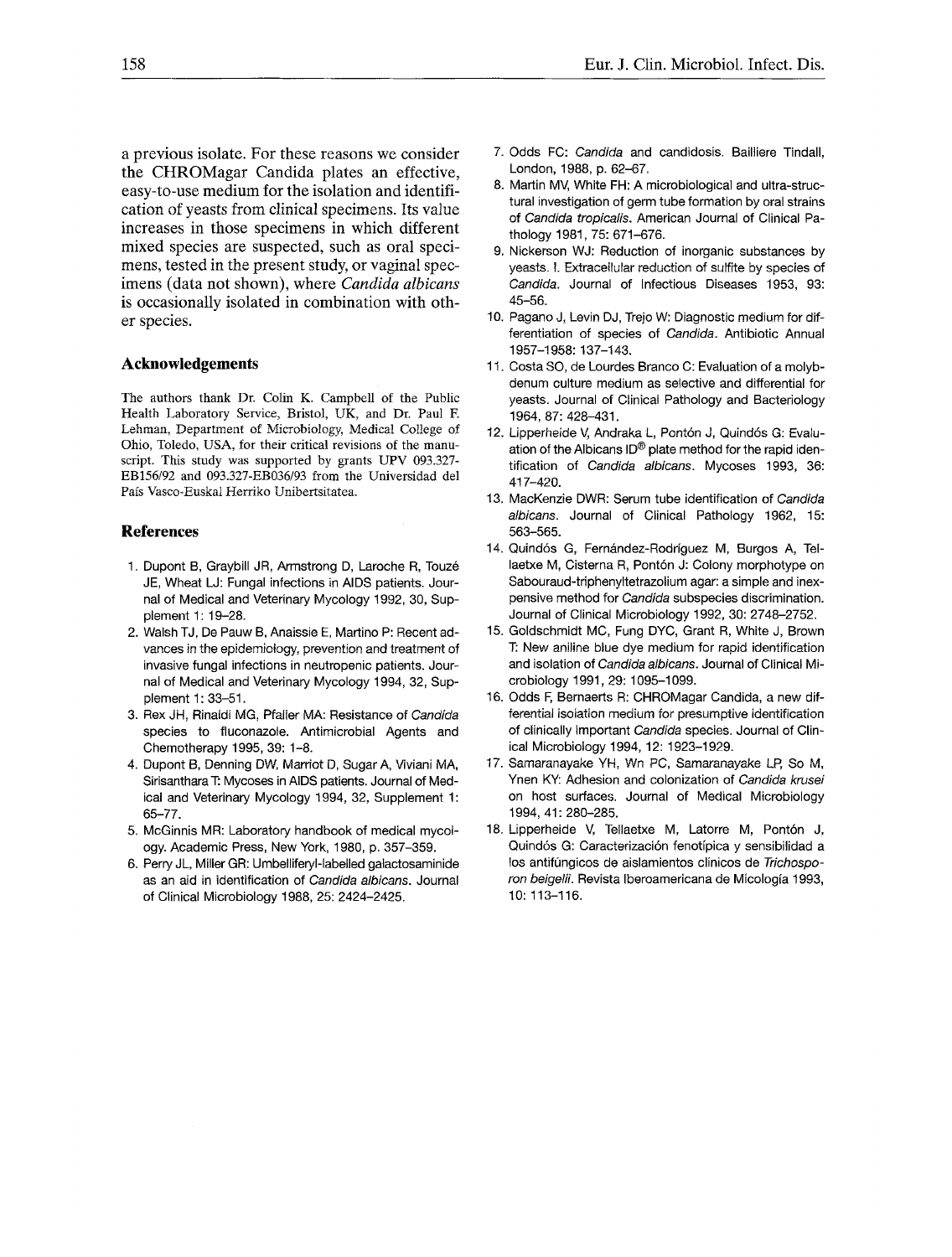a previous isolate. For these reasons we consider the CHROMagar Candida plates an effective, easy-to-use medium for the isolation and identification of yeasts from clinical specimens. Its value increases in those specimens in which different mixed species are suspected, such as oral specimens, tested in the present study, or vaginal specimens (data not shown), where *Candida albicans* is occasionally isolated in combination with other species.

## Acknowledgements

The authors thank Dr. Colin K. Campbell of the Public Health Laboratory Service, Bristol, UK, and Dr. Paul F. Lehman, Department of Microbiology, Medical College of Ohio, Toledo, USA, for their critical revisions of the manuscript. This study was supported by grants UPV 093.327-EB156/92 and 093.327-EB036/93 from the Universidad del País Vasco-Euskal Herriko Unibertsitatea.

## References

1. Dupont B, Graybill JR, Armstrong D, Laroche R, Touzé JE, Wheat LJ: Fungal infections in AIDS patients. Journal of Medical and Veterinary Mycology 1992, 30, Supplement 1: 19–28.
2. Walsh TJ, De Pauw B, Anaissie E, Martino P: Recent advances in the epidemiology, prevention and treatment of invasive fungal infections in neutropenic patients. Journal of Medical and Veterinary Mycology 1994, 32, Supplement 1: 33–51.
3. Rex JH, Rinaldi MG, Pfaller MA: Resistance of *Candida* species to fluconazole. Antimicrobial Agents and Chemotherapy 1995, 39: 1–8.
4. Dupont B, Denning DW, Marriot D, Sugar A, Viviani MA, Sirisanthara T: Mycoses in AIDS patients. Journal of Medical and Veterinary Mycology 1994, 32, Supplement 1: 65–77.
5. McGinnis MR: Laboratory handbook of medical mycology. Academic Press, New York, 1980, p. 357–359.
6. Perry JL, Miller GR: Umbelliferyl-labelled galactosaminide as an aid in identification of *Candida albicans*. Journal of Clinical Microbiology 1988, 25: 2424–2425.
7. Odds FC: *Candida* and candidosis. Bailliere Tindall, London, 1988, p. 62–67.
8. Martin MV, White FH: A microbiological and ultra-structural investigation of germ tube formation by oral strains of *Candida tropicalis*. American Journal of Clinical Pathology 1981, 75: 671–676.
9. Nickerson WJ: Reduction of inorganic substances by yeasts. I. Extracellular reduction of sulfite by species of *Candida*. Journal of Infectious Diseases 1953, 93: 45–56.
10. Pagano J, Levin DJ, Trejo W: Diagnostic medium for differentiation of species of *Candida*. Antibiotic Annual 1957–1958: 137–143.
11. Costa SO, de Lourdes Branco C: Evaluation of a molybdenum culture medium as selective and differential for yeasts. Journal of Clinical Pathology and Bacteriology 1964, 87: 428–431.
12. Lipperheide V, Andraka L, Pontón J, Quindós G: Evaluation of the Albicans ID® plate method for the rapid identification of *Candida albicans*. Mycoses 1993, 36: 417–420.
13. MacKenzie DWR: Serum tube identification of *Candida albicans*. Journal of Clinical Pathology 1962, 15: 563–565.
14. Quindós G, Fernández-Rodríguez M, Burgos A, Tellaetxe M, Cisterna R, Pontón J: Colony morphotype on Sabouraud-triphenyltetrazolium agar: a simple and inexpensive method for *Candida* subspecies discrimination. Journal of Clinical Microbiology 1992, 30: 2748–2752.
15. Goldschmidt MC, Fung DYC, Grant R, White J, Brown T: New aniline blue dye medium for rapid identification and isolation of *Candida albicans*. Journal of Clinical Microbiology 1991, 29: 1095–1099.
16. Odds F, Bernaerts R: CHROMagar Candida, a new differential isolation medium for presumptive identification of clinically important *Candida* species. Journal of Clinical Microbiology 1994, 12: 1923–1929.
17. Samaranayake YH, Wn PC, Samaranayake LP, So M, Ynen KY: Adhesion and colonization of *Candida krusei* on host surfaces. Journal of Medical Microbiology 1994, 41: 280–285.
18. Lipperheide V, Tellaetxe M, Latorre M, Pontón J, Quindós G: Caracterización fenotípica y sensibilidad a los antifúngicos de aislamientos clínicos de *Trichosporon beigelii*. Revista Iberoamericana de Micología 1993, 10: 113–116.